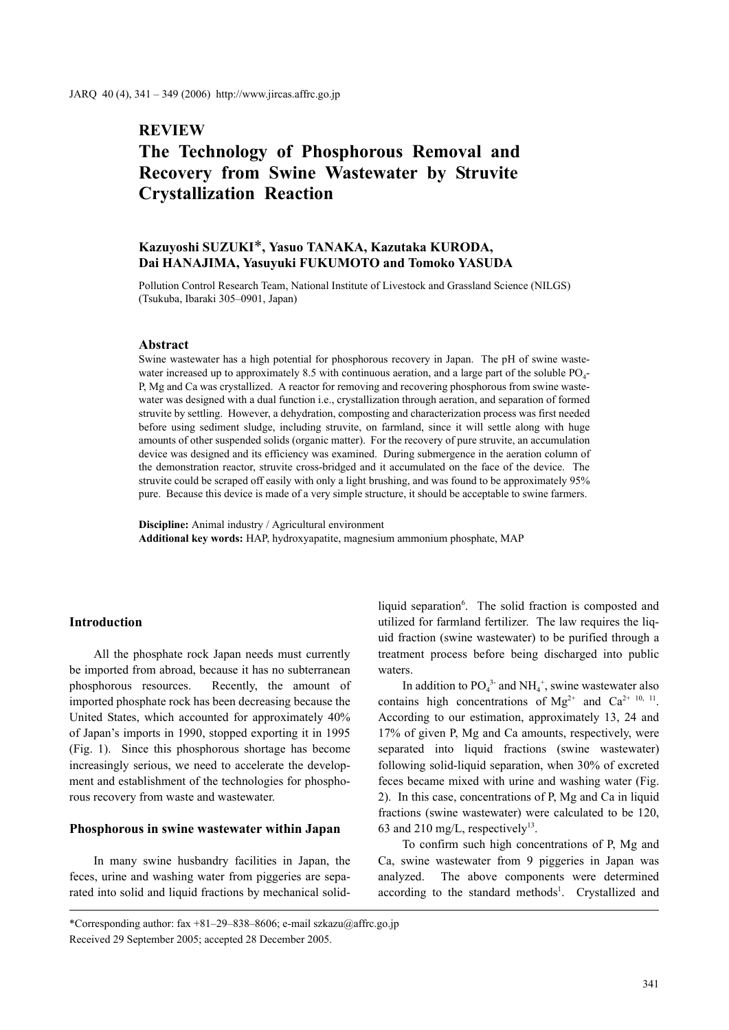**REVIEW**

# The Technology of Phosphorous Removal and Recovery from Swine Wastewater by Struvite Crystallization Reaction

**Kazuyoshi SUZUKI*, Yasuo TANAKA, Kazutaka KURODA, Dai HANAJIMA, Yasuyuki FUKUMOTO and Tomoko YASUDA**

Pollution Control Research Team, National Institute of Livestock and Grassland Science (NILGS) (Tsukuba, Ibaraki 305–0901, Japan)

### Abstract

Swine wastewater has a high potential for phosphorous recovery in Japan. The pH of swine wastewater increased up to approximately 8.5 with continuous aeration, and a large part of the soluble $PO_4$-P, Mg and Ca was crystallized. A reactor for removing and recovering phosphorous from swine wastewater was designed with a dual function i.e., crystallization through aeration, and separation of formed struvite by settling. However, a dehydration, composting and characterization process was first needed before using sediment sludge, including struvite, on farmland, since it will settle along with huge amounts of other suspended solids (organic matter). For the recovery of pure struvite, an accumulation device was designed and its efficiency was examined. During submergence in the aeration column of the demonstration reactor, struvite cross-bridged and it accumulated on the face of the device. The struvite could be scraped off easily with only a light brushing, and was found to be approximately 95% pure. Because this device is made of a very simple structure, it should be acceptable to swine farmers.

**Discipline:** Animal industry / Agricultural environment
**Additional key words:** HAP, hydroxyapatite, magnesium ammonium phosphate, MAP

## Introduction

All the phosphate rock Japan needs must currently be imported from abroad, because it has no subterranean phosphorous resources. Recently, the amount of imported phosphate rock has been decreasing because the United States, which accounted for approximately 40% of Japan's imports in 1990, stopped exporting it in 1995 (Fig. 1). Since this phosphorous shortage has become increasingly serious, we need to accelerate the development and establishment of the technologies for phosphorous recovery from waste and wastewater.

## Phosphorous in swine wastewater within Japan

In many swine husbandry facilities in Japan, the feces, urine and washing water from piggeries are separated into solid and liquid fractions by mechanical solid-liquid separation[6]. The solid fraction is composted and utilized for farmland fertilizer. The law requires the liquid fraction (swine wastewater) to be purified through a treatment process before being discharged into public waters.

In addition to $PO_4^{3-}$ and $NH_4^+$, swine wastewater also contains high concentrations of $Mg^{2+}$ and $Ca^{2+}$ [10, 11]. According to our estimation, approximately 13, 24 and 17% of given P, Mg and Ca amounts, respectively, were separated into liquid fractions (swine wastewater) following solid-liquid separation, when 30% of excreted feces became mixed with urine and washing water (Fig. 2). In this case, concentrations of P, Mg and Ca in liquid fractions (swine wastewater) were calculated to be 120, 63 and 210 mg/L, respectively[13].

To confirm such high concentrations of P, Mg and Ca, swine wastewater from 9 piggeries in Japan was analyzed. The above components were determined according to the standard methods[1]. Crystallized and

---

*Corresponding author: fax +81–29–838–8606; e-mail szkazu@affrc.go.jp
Received 29 September 2005; accepted 28 December 2005.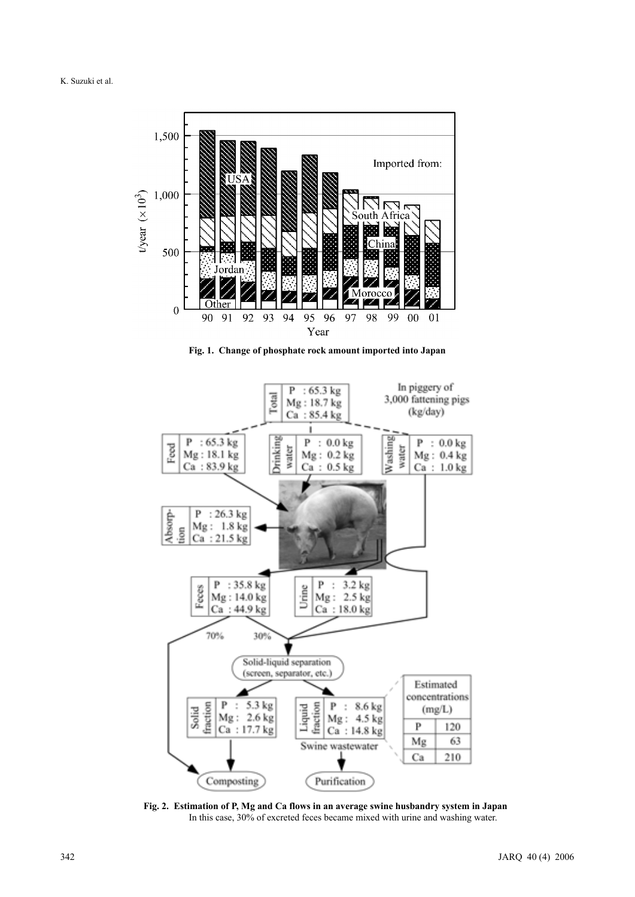Fig. 1. Change of phosphate rock amount imported into Japan

Fig. 2. Estimation of P, Mg and Ca flows in an average swine husbandry system in Japan

In this case, 30% of excreted feces became mixed with urine and washing water.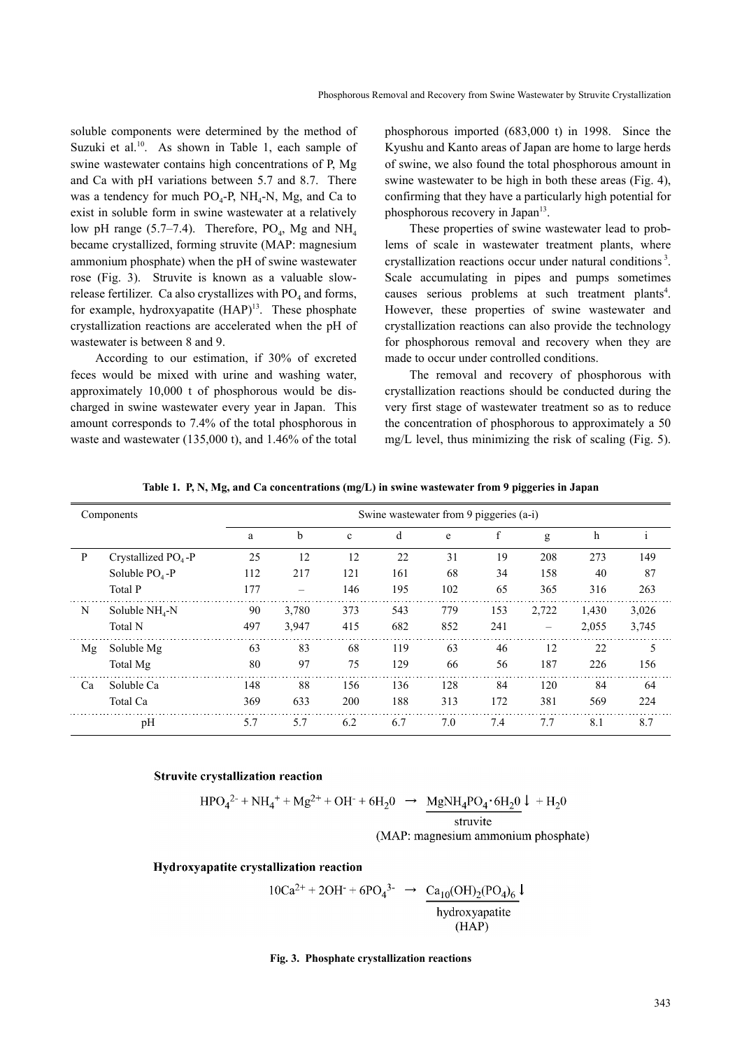soluble components were determined by the method of Suzuki et al.[10]. As shown in Table 1, each sample of swine wastewater contains high concentrations of P, Mg and Ca with pH variations between 5.7 and 8.7. There was a tendency for much $PO_4$-P, $NH_4$-N, Mg, and Ca to exist in soluble form in swine wastewater at a relatively low pH range (5.7–7.4). Therefore, $PO_4$, Mg and $NH_4$ became crystallized, forming struvite (MAP: magnesium ammonium phosphate) when the pH of swine wastewater rose (Fig. 3). Struvite is known as a valuable slow-release fertilizer. Ca also crystallizes with $PO_4$ and forms, for example, hydroxyapatite (HAP)[13]. These phosphate crystallization reactions are accelerated when the pH of wastewater is between 8 and 9.

According to our estimation, if 30% of excreted feces would be mixed with urine and washing water, approximately 10,000 t of phosphorous would be discharged in swine wastewater every year in Japan. This amount corresponds to 7.4% of the total phosphorous in waste and wastewater (135,000 t), and 1.46% of the total phosphorous imported (683,000 t) in 1998. Since the Kyushu and Kanto areas of Japan are home to large herds of swine, we also found the total phosphorous amount in swine wastewater to be high in both these areas (Fig. 4), confirming that they have a particularly high potential for phosphorous recovery in Japan[13].

These properties of swine wastewater lead to problems of scale in wastewater treatment plants, where crystallization reactions occur under natural conditions[3]. Scale accumulating in pipes and pumps sometimes causes serious problems at such treatment plants[4]. However, these properties of swine wastewater and crystallization reactions can also provide the technology for phosphorous removal and recovery when they are made to occur under controlled conditions.

The removal and recovery of phosphorous with crystallization reactions should be conducted during the very first stage of wastewater treatment so as to reduce the concentration of phosphorous to approximately a 50 mg/L level, thus minimizing the risk of scaling (Fig. 5).

**Table 1. P, N, Mg, and Ca concentrations (mg/L) in swine wastewater from 9 piggeries in Japan**

| Components | | Swine wastewater from 9 piggeries (a-i) | | | | | | | | |
|---|---|---|---|---|---|---|---|---|---|---|
| | | a | b | c | d | e | f | g | h | i |
| P | Crystallized $PO_4$-P | 25 | 12 | 12 | 22 | 31 | 19 | 208 | 273 | 149 |
| | Soluble $PO_4$-P | 112 | 217 | 121 | 161 | 68 | 34 | 158 | 40 | 87 |
| | Total P | 177 | – | 146 | 195 | 102 | 65 | 365 | 316 | 263 |
| N | Soluble $NH_4$-N | 90 | 3,780 | 373 | 543 | 779 | 153 | 2,722 | 1,430 | 3,026 |
| | Total N | 497 | 3,947 | 415 | 682 | 852 | 241 | – | 2,055 | 3,745 |
| Mg | Soluble Mg | 63 | 83 | 68 | 119 | 63 | 46 | 12 | 22 | 5 |
| | Total Mg | 80 | 97 | 75 | 129 | 66 | 56 | 187 | 226 | 156 |
| Ca | Soluble Ca | 148 | 88 | 156 | 136 | 128 | 84 | 120 | 84 | 64 |
| | Total Ca | 369 | 633 | 200 | 188 | 313 | 172 | 381 | 569 | 224 |
| pH | | 5.7 | 5.7 | 6.2 | 6.7 | 7.0 | 7.4 | 7.7 | 8.1 | 8.7 |

**Struvite crystallization reaction**

$$HPO_4^{2-} + NH_4^+ + Mg^{2+} + OH^- + 6H_2O \rightarrow \underbrace{MgNH_4PO_4 \cdot 6H_2O}_{\text{struvite}} \downarrow + H_2O$$

(MAP: magnesium ammonium phosphate)

**Hydroxyapatite crystallization reaction**

$$10Ca^{2+} + 2OH^- + 6PO_4^{3-} \rightarrow \underbrace{Ca_{10}(OH)_2(PO_4)_6}_{\text{hydroxyapatite}} \downarrow$$

(HAP)

**Fig. 3. Phosphate crystallization reactions**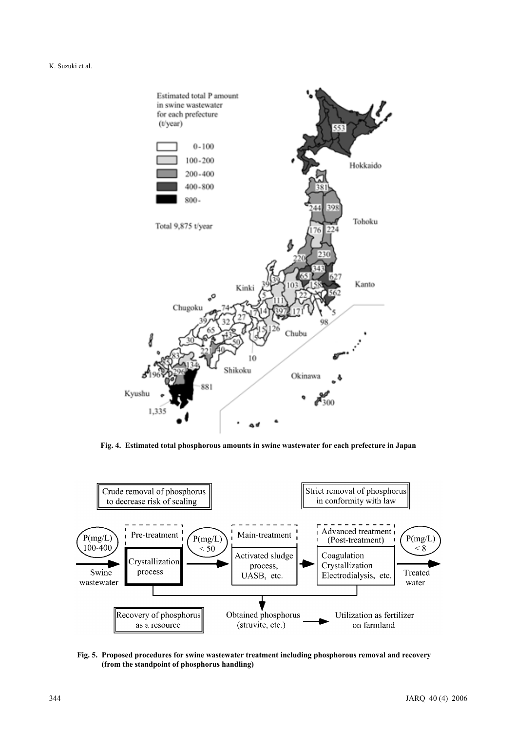**Fig. 4. Estimated total phosphorous amounts in swine wastewater for each prefecture in Japan**

**Fig. 5. Proposed procedures for swine wastewater treatment including phosphorous removal and recovery (from the standpoint of phosphorus handling)**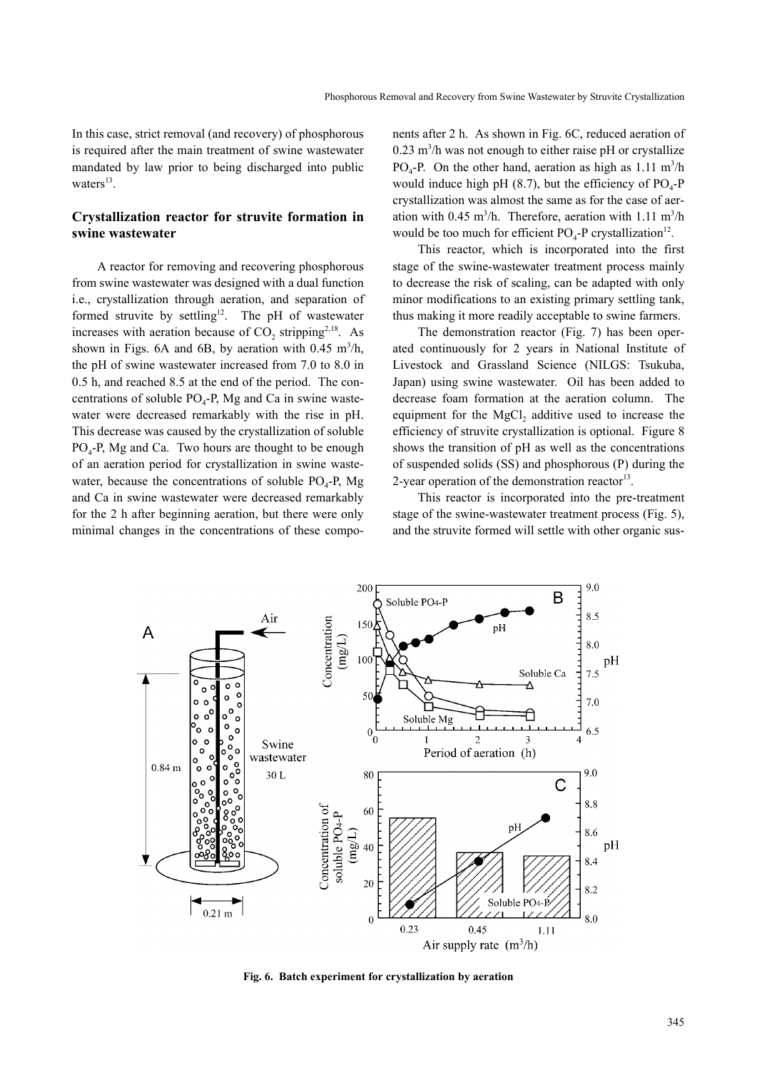In this case, strict removal (and recovery) of phosphorous is required after the main treatment of swine wastewater mandated by law prior to being discharged into public waters[13].

### Crystallization reactor for struvite formation in swine wastewater

A reactor for removing and recovering phosphorous from swine wastewater was designed with a dual function i.e., crystallization through aeration, and separation of formed struvite by settling[12]. The pH of wastewater increases with aeration because of $CO_2$ stripping[2,18]. As shown in Figs. 6A and 6B, by aeration with 0.45 $m^3$/h, the pH of swine wastewater increased from 7.0 to 8.0 in 0.5 h, and reached 8.5 at the end of the period. The concentrations of soluble $PO_4$-P, Mg and Ca in swine wastewater were decreased remarkably with the rise in pH. This decrease was caused by the crystallization of soluble $PO_4$-P, Mg and Ca. Two hours are thought to be enough of an aeration period for crystallization in swine wastewater, because the concentrations of soluble $PO_4$-P, Mg and Ca in swine wastewater were decreased remarkably for the 2 h after beginning aeration, but there were only minimal changes in the concentrations of these components after 2 h. As shown in Fig. 6C, reduced aeration of 0.23 $m^3$/h was not enough to either raise pH or crystallize $PO_4$-P. On the other hand, aeration as high as 1.11 $m^3$/h would induce high pH (8.7), but the efficiency of $PO_4$-P crystallization was almost the same as for the case of aeration with 0.45 $m^3$/h. Therefore, aeration with 1.11 $m^3$/h would be too much for efficient $PO_4$-P crystallization[12].

This reactor, which is incorporated into the first stage of the swine-wastewater treatment process mainly to decrease the risk of scaling, can be adapted with only minor modifications to an existing primary settling tank, thus making it more readily acceptable to swine farmers.

The demonstration reactor (Fig. 7) has been operated continuously for 2 years in National Institute of Livestock and Grassland Science (NILGS: Tsukuba, Japan) using swine wastewater. Oil has been added to decrease foam formation at the aeration column. The equipment for the $MgCl_2$ additive used to increase the efficiency of struvite crystallization is optional. Figure 8 shows the transition of pH as well as the concentrations of suspended solids (SS) and phosphorous (P) during the 2-year operation of the demonstration reactor[13].

This reactor is incorporated into the pre-treatment stage of the swine-wastewater treatment process (Fig. 5), and the struvite formed will settle with other organic sus-

**Fig. 6. Batch experiment for crystallization by aeration**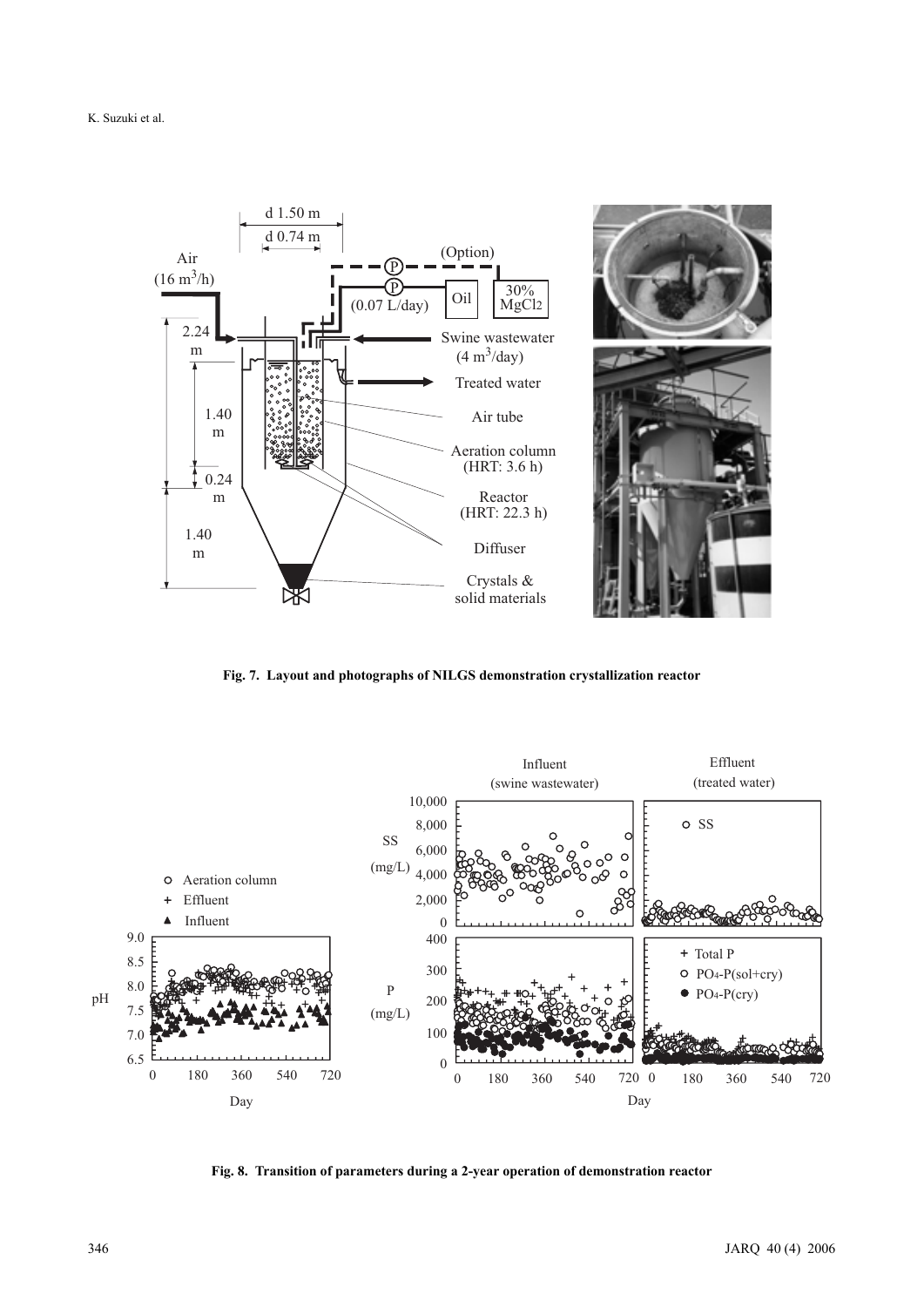Fig. 7. Layout and photographs of NILGS demonstration crystallization reactor

Fig. 8. Transition of parameters during a 2-year operation of demonstration reactor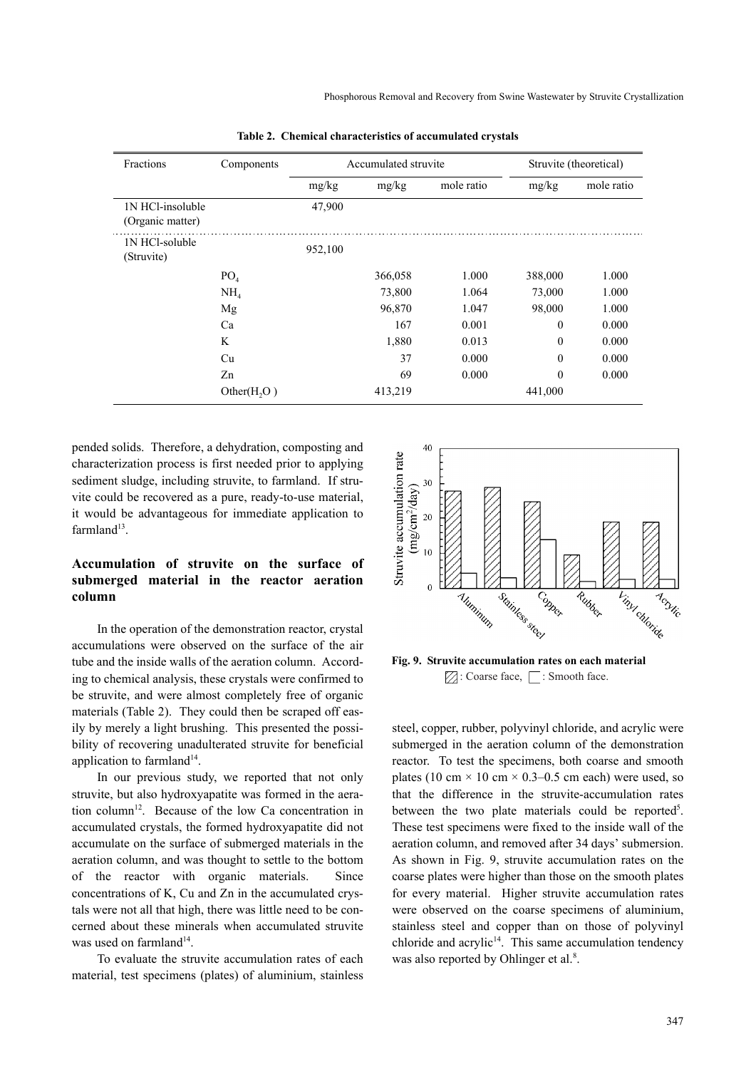**Table 2. Chemical characteristics of accumulated crystals**

| Fractions | Components | Accumulated struvite | | | Struvite (theoretical) | |
|---|---|---|---|---|---|---|
| | | mg/kg | mg/kg | mole ratio | mg/kg | mole ratio |
| 1N HCl-insoluble (Organic matter) | | 47,900 | | | | |
| 1N HCl-soluble (Struvite) | | 952,100 | | | | |
| | $PO_4$ | | 366,058 | 1.000 | 388,000 | 1.000 |
| | $NH_4$ | | 73,800 | 1.064 | 73,000 | 1.000 |
| | Mg | | 96,870 | 1.047 | 98,000 | 1.000 |
| | Ca | | 167 | 0.001 | 0 | 0.000 |
| | K | | 1,880 | 0.013 | 0 | 0.000 |
| | Cu | | 37 | 0.000 | 0 | 0.000 |
| | Zn | | 69 | 0.000 | 0 | 0.000 |
| | Other($H_2O$) | | 413,219 | | 441,000 | |

pended solids. Therefore, a dehydration, composting and characterization process is first needed prior to applying sediment sludge, including struvite, to farmland. If struvite could be recovered as a pure, ready-to-use material, it would be advantageous for immediate application to farmland[13].

## Accumulation of struvite on the surface of submerged material in the reactor aeration column

In the operation of the demonstration reactor, crystal accumulations were observed on the surface of the air tube and the inside walls of the aeration column. According to chemical analysis, these crystals were confirmed to be struvite, and were almost completely free of organic materials (Table 2). They could then be scraped off easily by merely a light brushing. This presented the possibility of recovering unadulterated struvite for beneficial application to farmland[14].

In our previous study, we reported that not only struvite, but also hydroxyapatite was formed in the aeration column[12]. Because of the low Ca concentration in accumulated crystals, the formed hydroxyapatite did not accumulate on the surface of submerged materials in the aeration column, and was thought to settle to the bottom of the reactor with organic materials. Since concentrations of K, Cu and Zn in the accumulated crystals were not all that high, there was little need to be concerned about these minerals when accumulated struvite was used on farmland[14].

To evaluate the struvite accumulation rates of each material, test specimens (plates) of aluminium, stainless steel, copper, rubber, polyvinyl chloride, and acrylic were submerged in the aeration column of the demonstration reactor. To test the specimens, both coarse and smooth plates (10 cm × 10 cm × 0.3–0.5 cm each) were used, so that the difference in the struvite-accumulation rates between the two plate materials could be reported[5]. These test specimens were fixed to the inside wall of the aeration column, and removed after 34 days' submersion. As shown in Fig. 9, struvite accumulation rates on the coarse plates were higher than those on the smooth plates for every material. Higher struvite accumulation rates were observed on the coarse specimens of aluminium, stainless steel and copper than on those of polyvinyl chloride and acrylic[14]. This same accumulation tendency was also reported by Ohlinger et al.[8].

**Fig. 9. Struvite accumulation rates on each material**
▨: Coarse face, □: Smooth face.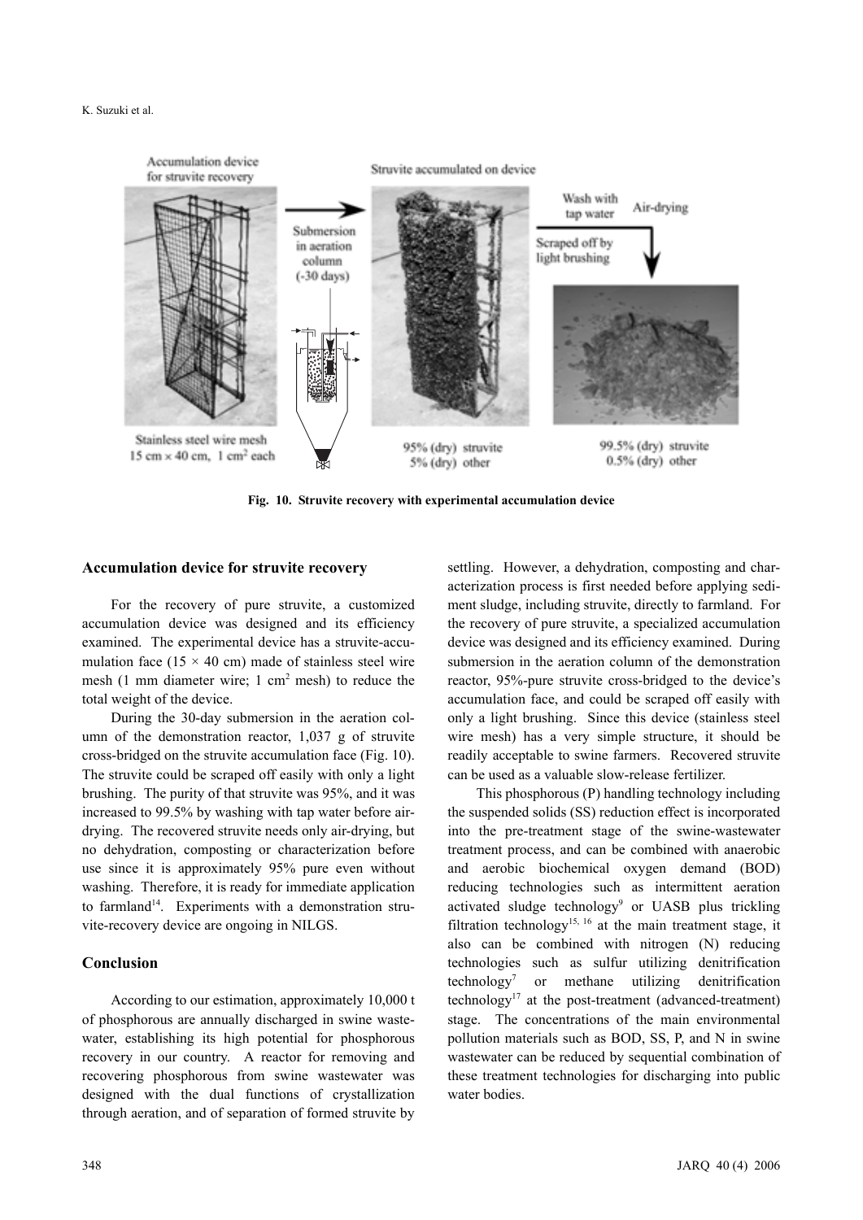Fig. 10. Struvite recovery with experimental accumulation device

## Accumulation device for struvite recovery

For the recovery of pure struvite, a customized accumulation device was designed and its efficiency examined. The experimental device has a struvite-accumulation face (15 × 40 cm) made of stainless steel wire mesh (1 mm diameter wire; 1 $cm^2$ mesh) to reduce the total weight of the device.

During the 30-day submersion in the aeration column of the demonstration reactor, 1,037 g of struvite cross-bridged on the struvite accumulation face (Fig. 10). The struvite could be scraped off easily with only a light brushing. The purity of that struvite was 95%, and it was increased to 99.5% by washing with tap water before air-drying. The recovered struvite needs only air-drying, but no dehydration, composting or characterization before use since it is approximately 95% pure even without washing. Therefore, it is ready for immediate application to farmland[14]. Experiments with a demonstration struvite-recovery device are ongoing in NILGS.

## Conclusion

According to our estimation, approximately 10,000 t of phosphorous are annually discharged in swine wastewater, establishing its high potential for phosphorous recovery in our country. A reactor for removing and recovering phosphorous from swine wastewater was designed with the dual functions of crystallization through aeration, and of separation of formed struvite by settling. However, a dehydration, composting and characterization process is first needed before applying sediment sludge, including struvite, directly to farmland. For the recovery of pure struvite, a specialized accumulation device was designed and its efficiency examined. During submersion in the aeration column of the demonstration reactor, 95%-pure struvite cross-bridged to the device's accumulation face, and could be scraped off easily with only a light brushing. Since this device (stainless steel wire mesh) has a very simple structure, it should be readily acceptable to swine farmers. Recovered struvite can be used as a valuable slow-release fertilizer.

This phosphorous (P) handling technology including the suspended solids (SS) reduction effect is incorporated into the pre-treatment stage of the swine-wastewater treatment process, and can be combined with anaerobic and aerobic biochemical oxygen demand (BOD) reducing technologies such as intermittent aeration activated sludge technology[9] or UASB plus trickling filtration technology[15, 16] at the main treatment stage, it also can be combined with nitrogen (N) reducing technologies such as sulfur utilizing denitrification technology[7] or methane utilizing denitrification technology[17] at the post-treatment (advanced-treatment) stage. The concentrations of the main environmental pollution materials such as BOD, SS, P, and N in swine wastewater can be reduced by sequential combination of these treatment technologies for discharging into public water bodies.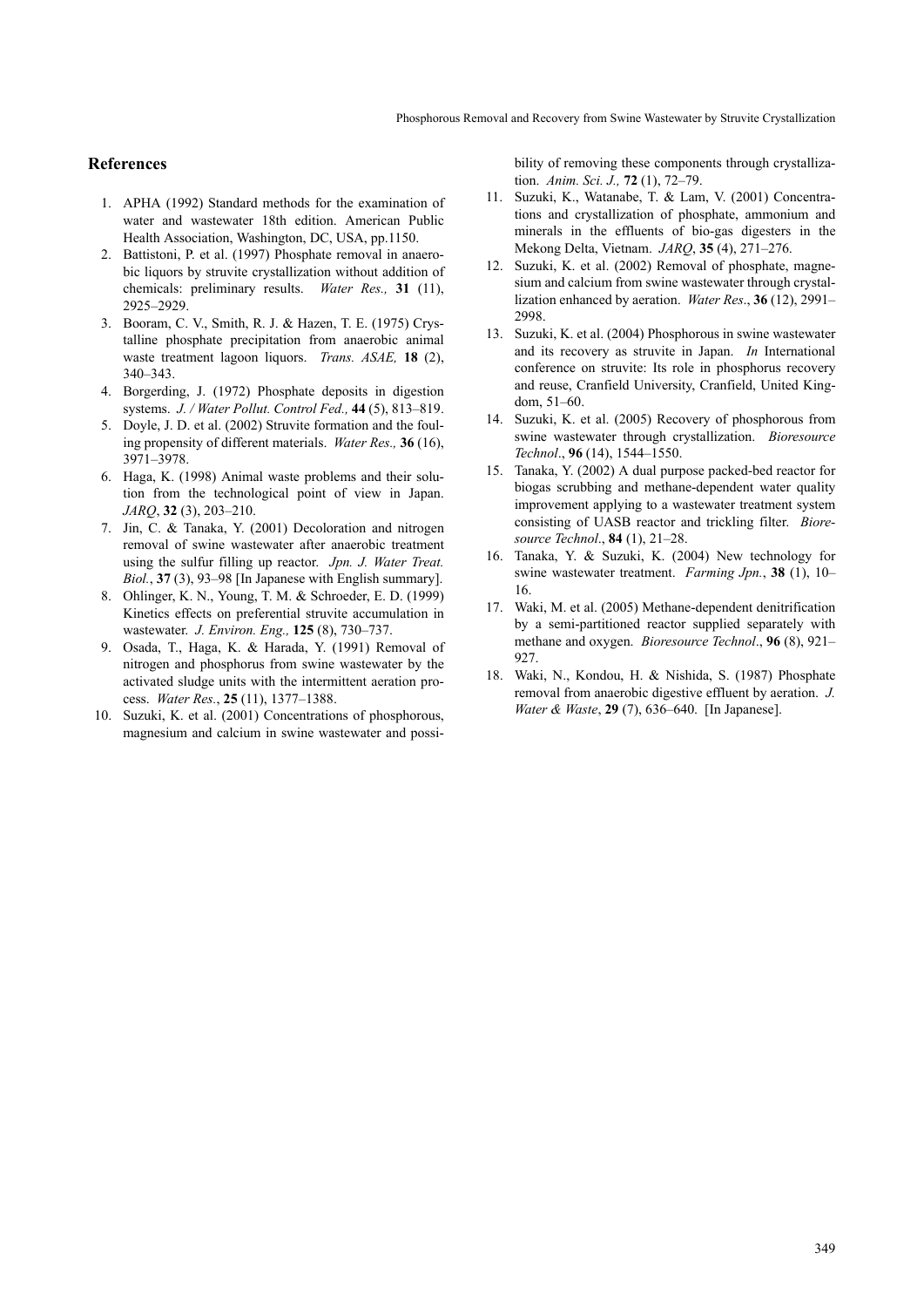## References

1. APHA (1992) Standard methods for the examination of water and wastewater 18th edition. American Public Health Association, Washington, DC, USA, pp.1150.
2. Battistoni, P. et al. (1997) Phosphate removal in anaerobic liquors by struvite crystallization without addition of chemicals: preliminary results. *Water Res.,* **31** (11), 2925–2929.
3. Booram, C. V., Smith, R. J. & Hazen, T. E. (1975) Crystalline phosphate precipitation from anaerobic animal waste treatment lagoon liquors. *Trans. ASAE,* **18** (2), 340–343.
4. Borgerding, J. (1972) Phosphate deposits in digestion systems. *J. / Water Pollut. Control Fed.,* **44** (5), 813–819.
5. Doyle, J. D. et al. (2002) Struvite formation and the fouling propensity of different materials. *Water Res.,* **36** (16), 3971–3978.
6. Haga, K. (1998) Animal waste problems and their solution from the technological point of view in Japan. *JARQ*, **32** (3), 203–210.
7. Jin, C. & Tanaka, Y. (2001) Decoloration and nitrogen removal of swine wastewater after anaerobic treatment using the sulfur filling up reactor. *Jpn. J. Water Treat. Biol.*, **37** (3), 93–98 [In Japanese with English summary].
8. Ohlinger, K. N., Young, T. M. & Schroeder, E. D. (1999) Kinetics effects on preferential struvite accumulation in wastewater. *J. Environ. Eng.,* **125** (8), 730–737.
9. Osada, T., Haga, K. & Harada, Y. (1991) Removal of nitrogen and phosphorus from swine wastewater by the activated sludge units with the intermittent aeration process. *Water Res.*, **25** (11), 1377–1388.
10. Suzuki, K. et al. (2001) Concentrations of phosphorous, magnesium and calcium in swine wastewater and possibility of removing these components through crystallization. *Anim. Sci. J.,* **72** (1), 72–79.
11. Suzuki, K., Watanabe, T. & Lam, V. (2001) Concentrations and crystallization of phosphate, ammonium and minerals in the effluents of bio-gas digesters in the Mekong Delta, Vietnam. *JARQ*, **35** (4), 271–276.
12. Suzuki, K. et al. (2002) Removal of phosphate, magnesium and calcium from swine wastewater through crystallization enhanced by aeration. *Water Res*., **36** (12), 2991–2998.
13. Suzuki, K. et al. (2004) Phosphorous in swine wastewater and its recovery as struvite in Japan. *In* International conference on struvite: Its role in phosphorus recovery and reuse, Cranfield University, Cranfield, United Kingdom, 51–60.
14. Suzuki, K. et al. (2005) Recovery of phosphorous from swine wastewater through crystallization. *Bioresource Technol*., **96** (14), 1544–1550.
15. Tanaka, Y. (2002) A dual purpose packed-bed reactor for biogas scrubbing and methane-dependent water quality improvement applying to a wastewater treatment system consisting of UASB reactor and trickling filter. *Bioresource Technol*., **84** (1), 21–28.
16. Tanaka, Y. & Suzuki, K. (2004) New technology for swine wastewater treatment. *Farming Jpn.*, **38** (1), 10–16.
17. Waki, M. et al. (2005) Methane-dependent denitrification by a semi-partitioned reactor supplied separately with methane and oxygen. *Bioresource Technol*., **96** (8), 921–927.
18. Waki, N., Kondou, H. & Nishida, S. (1987) Phosphate removal from anaerobic digestive effluent by aeration. *J. Water & Waste*, **29** (7), 636–640. [In Japanese].